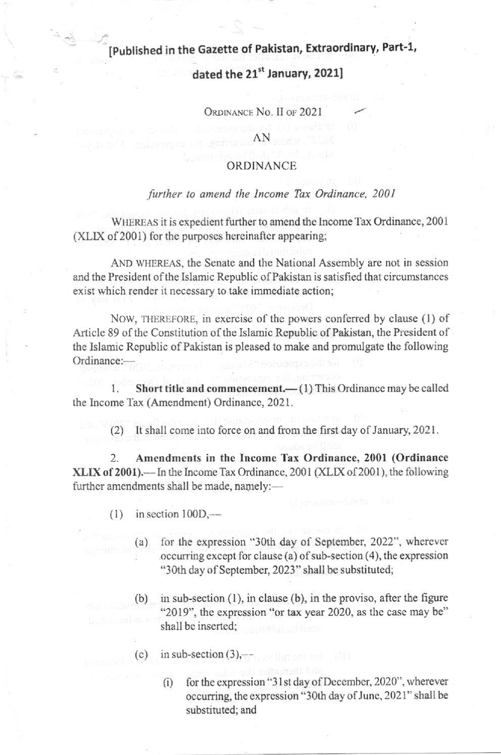**[Published in the Gazette of Pakistan, Extraordinary, Part-1, dated the 21st January, 2021]**

ORDINANCE NO. II OF 2021

# AN ORDINANCE

*further to amend the Income Tax Ordinance, 2001*

WHEREAS it is expedient further to amend the Income Tax Ordinance, 2001 (XLIX of 2001) for the purposes hereinafter appearing;

AND WHEREAS, the Senate and the National Assembly are not in session and the President of the Islamic Republic of Pakistan is satisfied that circumstances exist which render it necessary to take immediate action;

NOW, THEREFORE, in exercise of the powers conferred by clause (1) of Article 89 of the Constitution of the Islamic Republic of Pakistan, the President of the Islamic Republic of Pakistan is pleased to make and promulgate the following Ordinance:—

1. **Short title and commencement.**— (1) This Ordinance may be called the Income Tax (Amendment) Ordinance, 2021.

(2) It shall come into force on and from the first day of January, 2021.

2. **Amendments in the Income Tax Ordinance, 2001 (Ordinance XLIX of 2001).**— In the Income Tax Ordinance, 2001 (XLIX of 2001), the following further amendments shall be made, namely:—

(1) in section 100D,—

(a) for the expression "30th day of September, 2022", wherever occurring except for clause (a) of sub-section (4), the expression "30th day of September, 2023" shall be substituted;

(b) in sub-section (1), in clause (b), in the proviso, after the figure "2019", the expression "or tax year 2020, as the case may be" shall be inserted;

(c) in sub-section (3),—

(i) for the expression "31st day of December, 2020", wherever occurring, the expression "30th day of June, 2021" shall be substituted; and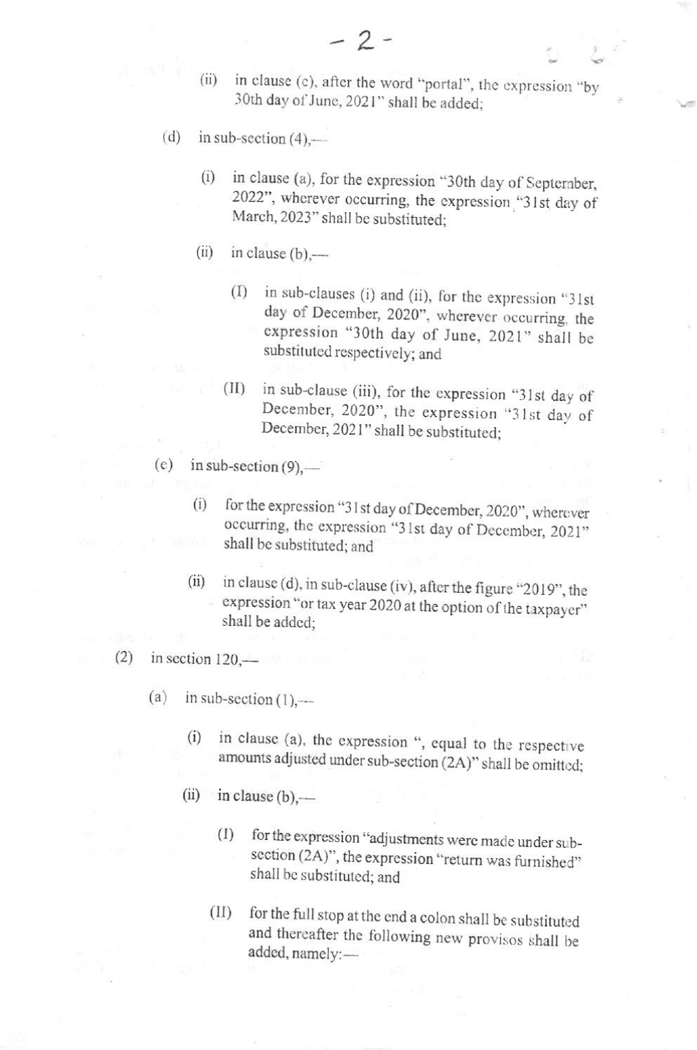(ii) in clause (c), after the word "portal", the expression "by 30th day of June, 2021" shall be added;

(d) in sub-section (4),—

(i) in clause (a), for the expression "30th day of September, 2022", wherever occurring, the expression "31st day of March, 2023" shall be substituted;

(ii) in clause (b),—

(I) in sub-clauses (i) and (ii), for the expression "31st day of December, 2020", wherever occurring, the expression "30th day of June, 2021" shall be substituted respectively; and

(II) in sub-clause (iii), for the expression "31st day of December, 2020", the expression "31st day of December, 2021" shall be substituted;

(e) in sub-section (9),—

(i) for the expression "31st day of December, 2020", wherever occurring, the expression "31st day of December, 2021" shall be substituted; and

(ii) in clause (d), in sub-clause (iv), after the figure "2019", the expression "or tax year 2020 at the option of the taxpayer" shall be added;

(2) in section 120,—

(a) in sub-section (1),—

(i) in clause (a), the expression ", equal to the respective amounts adjusted under sub-section (2A)" shall be omitted;

(ii) in clause (b),—

(I) for the expression "adjustments were made under sub-section (2A)", the expression "return was furnished" shall be substituted; and

(II) for the full stop at the end a colon shall be substituted and thereafter the following new provisos shall be added, namely:—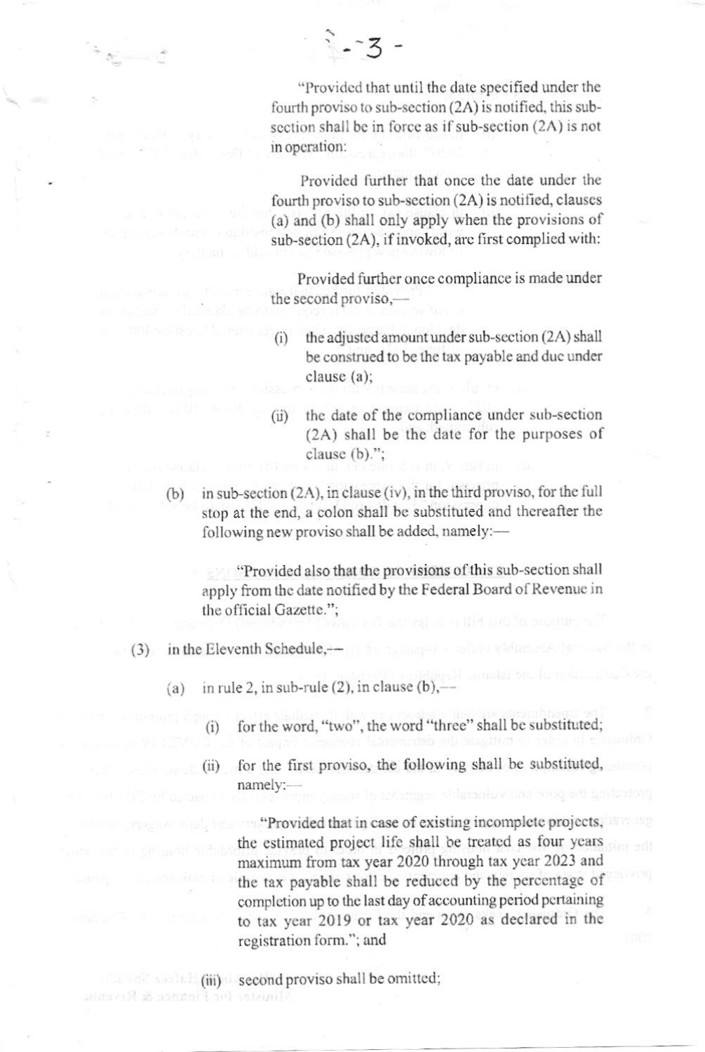"Provided that until the date specified under the fourth proviso to sub-section (2A) is notified, this sub-section shall be in force as if sub-section (2A) is not in operation:

Provided further that once the date under the fourth proviso to sub-section (2A) is notified, clauses (a) and (b) shall only apply when the provisions of sub-section (2A), if invoked, are first complied with:

Provided further once compliance is made under the second proviso,—

(i) the adjusted amount under sub-section (2A) shall be construed to be the tax payable and due under clause (a);

(ii) the date of the compliance under sub-section (2A) shall be the date for the purposes of clause (b).";

(b) in sub-section (2A), in clause (iv), in the third proviso, for the full stop at the end, a colon shall be substituted and thereafter the following new proviso shall be added, namely:—

"Provided also that the provisions of this sub-section shall apply from the date notified by the Federal Board of Revenue in the official Gazette.";

(3) in the Eleventh Schedule,—

(a) in rule 2, in sub-rule (2), in clause (b),—

(i) for the word, "two", the word "three" shall be substituted;

(ii) for the first proviso, the following shall be substituted, namely:—

"Provided that in case of existing incomplete projects, the estimated project life shall be treated as four years maximum from tax year 2020 through tax year 2023 and the tax payable shall be reduced by the percentage of completion up to the last day of accounting period pertaining to tax year 2019 or tax year 2020 as declared in the registration form."; and

(iii) second proviso shall be omitted;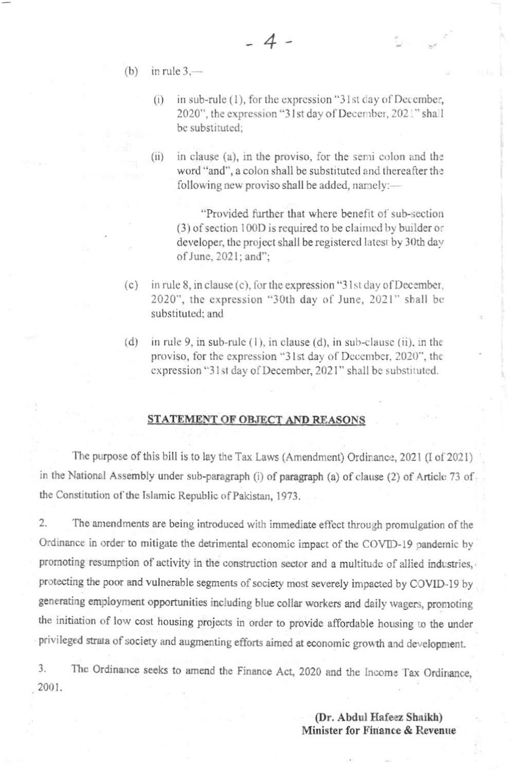(b) in rule 3,—

(i) in sub-rule (1), for the expression "31st day of December, 2020", the expression "31st day of December, 2021" shall be substituted;

(ii) in clause (a), in the proviso, for the semi colon and the word "and", a colon shall be substituted and thereafter the following new proviso shall be added, namely:—

"Provided further that where benefit of sub-section (3) of section 100D is required to be claimed by builder or developer, the project shall be registered latest by 30th day of June, 2021; and";

(c) in rule 8, in clause (c), for the expression "31st day of December, 2020", the expression "30th day of June, 2021" shall be substituted; and

(d) in rule 9, in sub-rule (1), in clause (d), in sub-clause (ii), in the proviso, for the expression "31st day of December, 2020", the expression "31st day of December, 2021" shall be substituted.

**STATEMENT OF OBJECT AND REASONS**

The purpose of this bill is to lay the Tax Laws (Amendment) Ordinance, 2021 (I of 2021) in the National Assembly under sub-paragraph (i) of paragraph (a) of clause (2) of Article 73 of the Constitution of the Islamic Republic of Pakistan, 1973.

2. The amendments are being introduced with immediate effect through promulgation of the Ordinance in order to mitigate the detrimental economic impact of the COVID-19 pandemic by promoting resumption of activity in the construction sector and a multitude of allied industries, protecting the poor and vulnerable segments of society most severely impacted by COVID-19 by generating employment opportunities including blue collar workers and daily wagers, promoting the initiation of low cost housing projects in order to provide affordable housing to the under privileged strata of society and augmenting efforts aimed at economic growth and development.

3. The Ordinance seeks to amend the Finance Act, 2020 and the Income Tax Ordinance, 2001.

**(Dr. Abdul Hafeez Shaikh)**
**Minister for Finance & Revenue**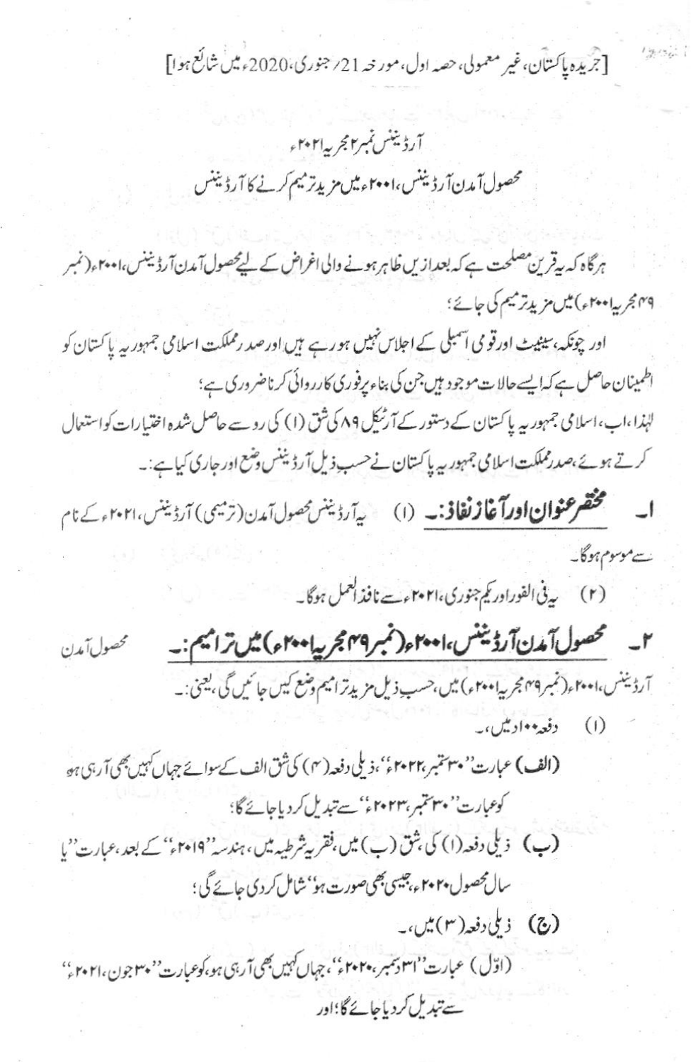[جریدہ پاکستان، غیر معمولی، حصہ اول، مورخہ 21/ جنوری، 2020ء میں شائع ہوا]

آرڈیننس نمبر ۲ مجریہ ۲۰۲۱ء

محصول آمدن آرڈیننس، ۲۰۰۱ء میں مزید ترمیم کرنے کا آرڈیننس

ہرگاہ کہ یہ قرین مصلحت ہے کہ بعدازیں ظاہر ہونے والی اغراض کے لیے محصول آمدن آرڈیننس، ۲۰۰۱ء (نمبر ۴۹ مجریہ ۲۰۰۱ء) میں مزید ترمیم کی جائے؛

اور چونکہ، سینیٹ اور قومی اسمبلی کے اجلاس نہیں ہو رہے ہیں اور صدر مملکت اسلامی جمہوریہ پاکستان کو اطمینان حاصل ہے کہ ایسے حالات موجود ہیں جن کی بناء پر فوری کارروائی کرنا ضروری ہے؛

لہٰذا، اب، اسلامی جمہوریہ پاکستان کے دستور کے آرٹیکل ۸۹ کی شق (۱) کی رو سے حاصل شدہ اختیارات کو استعمال کرتے ہوئے، صدر مملکت اسلامی جمہوریہ پاکستان نے حسب ذیل آرڈیننس وضع اور جاری کیا ہے:۔

۱۔ **مختصر عنوان اور آغاز نفاذ:۔** (۱) یہ آرڈیننس محصول آمدن (ترمیمی) آرڈیننس، ۲۰۲۱ء کے نام سے موسوم ہوگا۔

(۲) یہ فی الفور اور یکم جنوری، ۲۰۲۱ء سے نافذ العمل ہوگا۔

۲۔ **محصول آمدن آرڈیننس، ۲۰۰۱ء (نمبر ۴۹ مجریہ ۲۰۰۱ء) میں ترامیم:۔** محصول آمدن آرڈیننس، ۲۰۰۱ء (نمبر ۴۹ مجریہ ۲۰۰۱ء) میں، حسب ذیل مزید ترامیم وضع کی جائیں گی، یعنی:۔

(۱) دفعہ ۱۰۰ الف میں،۔

(الف) عبارت "۳۰ ستمبر، ۲۰۲۲ء"، ذیلی دفعہ (۴) کی شق الف کے سوائے جہاں کہیں بھی آ رہی ہو کو عبارت "۳۰ ستمبر، ۲۰۲۳ء" سے تبدیل کر دیا جائے گا؛

(ب) ذیلی دفعہ (۱) کی شق (ب) میں، فقرہ شرطیہ میں، ہندسہ "۲۰۱۹ء" کے بعد، عبارت "یا سال محصول ۲۰۲۰ء، جیسی بھی صورت ہو" شامل کر دی جائے گی؛

(ج) ذیلی دفعہ (۳) میں،۔

(اوّل) عبارت "۳۱ دسمبر، ۲۰۲۰ء"، جہاں کہیں بھی آ رہی ہو، کو عبارت "۳۰ جون، ۲۰۲۱ء" سے تبدیل کر دیا جائے گا؛ اور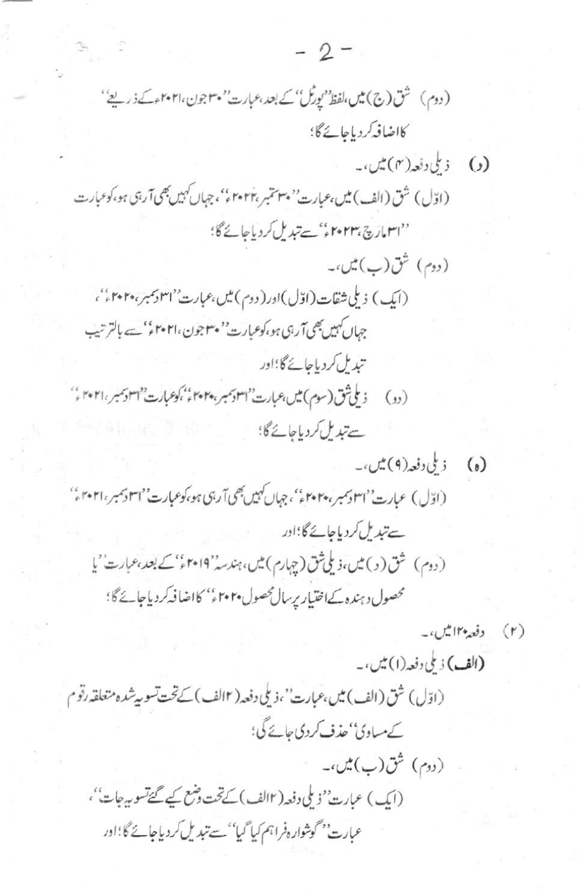(دوم) شق (ج) میں، لفظ ''پورٹل'' کے بعد، عبارت ''۳۰ جون، ۲۰۲۱ء کے ذریعے'' کا اضافہ کردیا جائے گا؛

(د) ذیلی دفعہ (۴) میں،۔

(اوّل) شق (الف) میں، عبارت ''۳۰ ستمبر، ۲۰۲۲ء''، جہاں کہیں بھی آرہی ہو، کو عبارت ''۳۱ مارچ، ۲۰۲۳ء'' سے تبدیل کردیا جائے گا؛

(دوم) شق (ب) میں،۔

(ایک) ذیلی شقات (اوّل) اور (دوم) میں، عبارت ''۳۱ دسمبر، ۲۰۲۰ء''، جہاں کہیں بھی آرہی ہو، کو عبارت ''۳۰ جون، ۲۰۲۱ء'' سے بالترتیب تبدیل کردیا جائے گا؛ اور

(دو) ذیلی شق (سوم) میں، عبارت ''۳۱ دسمبر، ۲۰۲۰ء''، کو عبارت ''۳۱ دسمبر، ۲۰۲۱ء'' سے تبدیل کردیا جائے گا؛

(ہ) ذیلی دفعہ (۹) میں،۔

(اوّل) عبارت ''۳۱ دسمبر، ۲۰۲۰ء''، جہاں کہیں بھی آرہی ہو، کو عبارت ''۳۱ دسمبر، ۲۰۲۱ء'' سے تبدیل کردیا جائے گا؛ اور

(دوم) شق (د) میں، ذیلی شق (چہارم) میں، ہندسہ ''۲۰۱۹ء'' کے بعد، عبارت ''یا محصول دہندہ کے اختیار پر سال محصول ۲۰۲۰ء'' کا اضافہ کردیا جائے گا؛

(۲) دفعہ ۱۲۰ میں،۔

**(الف)** ذیلی دفعہ (۱) میں،۔

(اوّل) شق (الف) میں، عبارت ''، ذیلی دفعہ (۲الف) کے تحت تسویہ شدہ متعلقہ رقوم کے مساوی'' حذف کردی جائے گی؛

(دوم) شق (ب) میں،۔

(ایک) عبارت ''ذیلی دفعہ (۲الف) کے تحت وضع کیے گئے تسویہ جات''، عبارت ''گوشوارہ فراہم کیا گیا'' سے تبدیل کردیا جائے گا؛ اور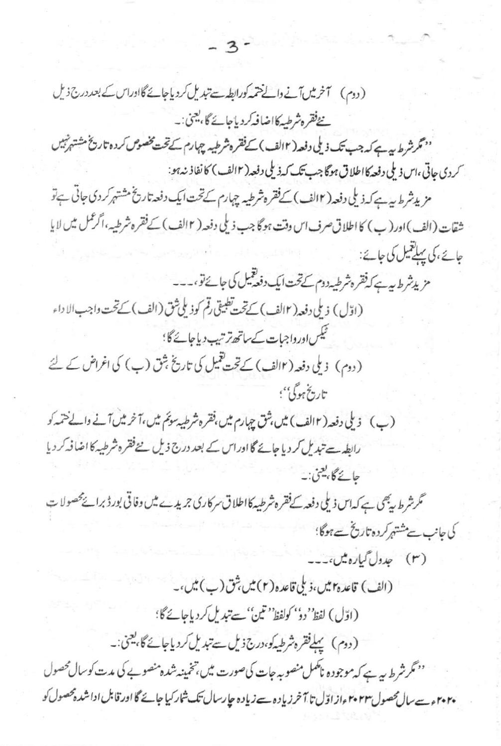(دوم) آخر میں آنے والے ختمہ کو رابطہ سے تبدیل کر دیا جائے گا اور اس کے بعد درج ذیل نئے فقرہ شرطیہ کا اضافہ کر دیا جائے گا، یعنی:۔

''مگر شرط یہ ہے کہ جب تک ذیلی دفعہ (۲الف) کے فقرہ شرطیہ چہارم کے تحت مخصوص کردہ تاریخ مشتہر نہیں کر دی جاتی، اس ذیلی دفعہ کا اطلاق ہوگا جب تک کہ ذیلی دفعہ (۲الف) کا نفاذ نہ ہو:

مزید شرط یہ ہے کہ ذیلی دفعہ (۲الف) کے فقرہ شرطیہ چہارم کے تحت ایک دفعہ تاریخ مشتہر کر دی جاتی ہے تو شقات (الف) اور (ب) کا اطلاق صرف اس وقت ہوگا جب ذیلی دفعہ (۲الف) کے فقرہ شرطیہ، اگر عمل میں لایا جائے، کی پہلے تعمیل کی جائے:

مزید شرط یہ ہے کہ فقرہ شرطیہ دوم کے تحت ایک دفعہ تعمیل کی جائے تو،۔۔۔

(اوّل) ذیلی دفعہ (۲الف) کے تحت تطبیقی رقم کو ذیلی شق (الف) کے تحت واجب الاداء ٹیکس اور واجبات کے ساتھ ترتیب دیا جائے گا؛

(دوم) ذیلی دفعہ (۲الف) کے تحت تعمیل کی تاریخ شق (ب) کی اغراض کے لئے تاریخ ہوگی''؛

(ب) ذیلی دفعہ (۲الف) میں، شق چہارم میں، فقرہ شرطیہ سوئم میں، آخر میں آنے والے ختمہ کو رابطہ سے تبدیل کر دیا جائے گا اور اس کے بعد درج ذیل نئے فقرہ شرطیہ کا اضافہ کر دیا جائے گا، یعنی:۔

مگر شرط یہ بھی ہے کہ اس ذیلی دفعہ کے فقرہ شرطیہ کا اطلاق سرکاری جریدے میں وفاقی بورڈ برائے محصولات کی جانب سے مشتہر کردہ تاریخ سے ہوگا؛

(۳) جدول گیارہ میں،۔۔۔

(الف) قاعدہ ۲ میں، ذیلی قاعدہ (۲) میں، شق (ب) میں،۔

(اوّل) لفظ ''دو'' کو لفظ ''تین'' سے تبدیل کر دیا جائے گا؛

(دوم) پہلے فقرہ شرطیہ کو، درج ذیل سے تبدیل کر دیا جائے گا، یعنی:۔

''مگر شرط یہ ہے کہ موجودہ نامکمل منصوبہ جات کی صورت میں، تخمینہ شدہ منصوبے کی مدت کو سال محصول ۲۰۲۰ء سے سال محصول ۲۰۲۳ء از اوّل تا آخر زیادہ سے زیادہ چار سال تک شمار کیا جائے گا اور قابل ادا شدہ محصول کو